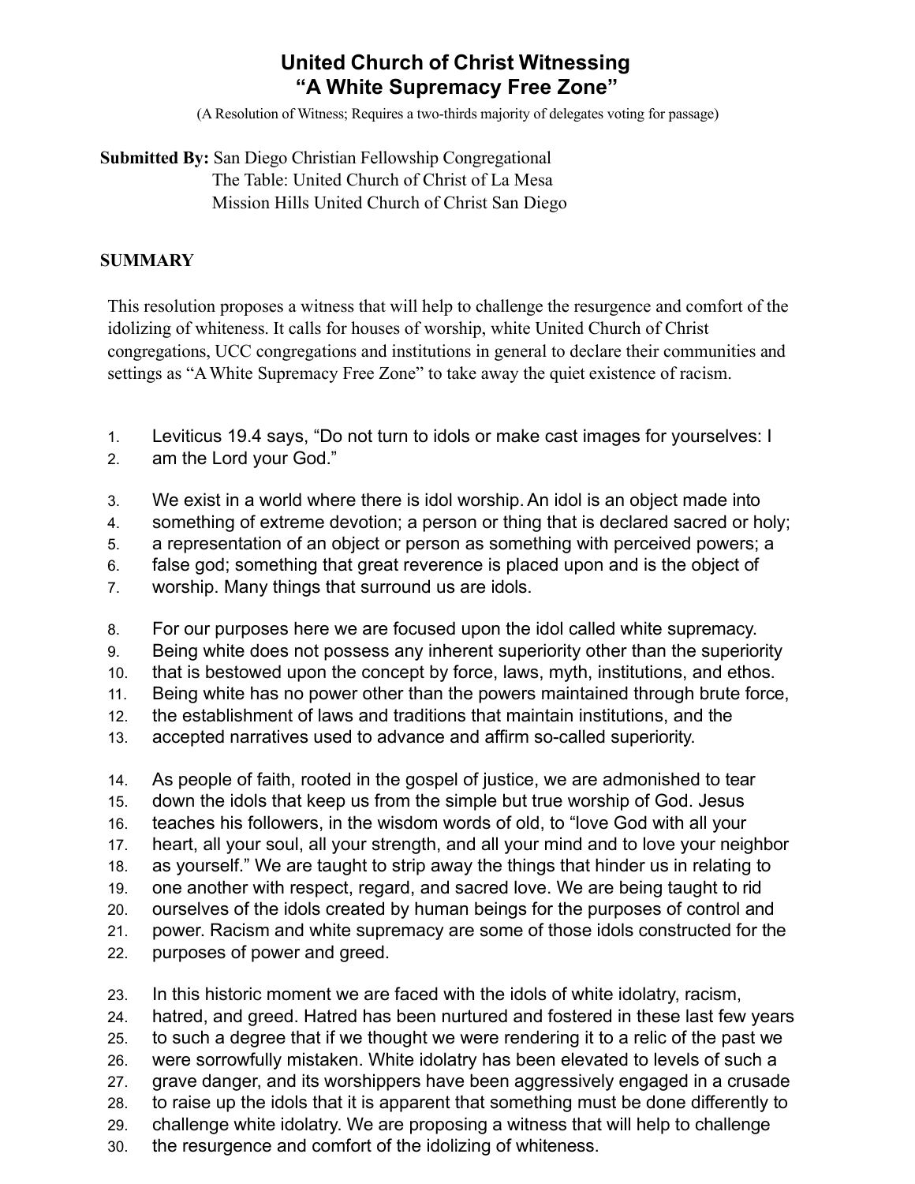# United Church of Christ Witnessing "A White Supremacy Free Zone"

(A Resolution of Witness; Requires a two-thirds majority of delegates voting for passage)

**Submitted By:** San Diego Christian Fellowship Congregational
The Table: United Church of Christ of La Mesa
Mission Hills United Church of Christ San Diego

## SUMMARY

This resolution proposes a witness that will help to challenge the resurgence and comfort of the idolizing of whiteness. It calls for houses of worship, white United Church of Christ congregations, UCC congregations and institutions in general to declare their communities and settings as "A White Supremacy Free Zone" to take away the quiet existence of racism.

1. Leviticus 19.4 says, "Do not turn to idols or make cast images for yourselves: I
2. am the Lord your God."

3. We exist in a world where there is idol worship. An idol is an object made into
4. something of extreme devotion; a person or thing that is declared sacred or holy;
5. a representation of an object or person as something with perceived powers; a
6. false god; something that great reverence is placed upon and is the object of
7. worship. Many things that surround us are idols.

8. For our purposes here we are focused upon the idol called white supremacy.
9. Being white does not possess any inherent superiority other than the superiority
10. that is bestowed upon the concept by force, laws, myth, institutions, and ethos.
11. Being white has no power other than the powers maintained through brute force,
12. the establishment of laws and traditions that maintain institutions, and the
13. accepted narratives used to advance and affirm so-called superiority.

14. As people of faith, rooted in the gospel of justice, we are admonished to tear
15. down the idols that keep us from the simple but true worship of God. Jesus
16. teaches his followers, in the wisdom words of old, to "love God with all your
17. heart, all your soul, all your strength, and all your mind and to love your neighbor
18. as yourself." We are taught to strip away the things that hinder us in relating to
19. one another with respect, regard, and sacred love. We are being taught to rid
20. ourselves of the idols created by human beings for the purposes of control and
21. power. Racism and white supremacy are some of those idols constructed for the
22. purposes of power and greed.

23. In this historic moment we are faced with the idols of white idolatry, racism,
24. hatred, and greed. Hatred has been nurtured and fostered in these last few years
25. to such a degree that if we thought we were rendering it to a relic of the past we
26. were sorrowfully mistaken. White idolatry has been elevated to levels of such a
27. grave danger, and its worshippers have been aggressively engaged in a crusade
28. to raise up the idols that it is apparent that something must be done differently to
29. challenge white idolatry. We are proposing a witness that will help to challenge
30. the resurgence and comfort of the idolizing of whiteness.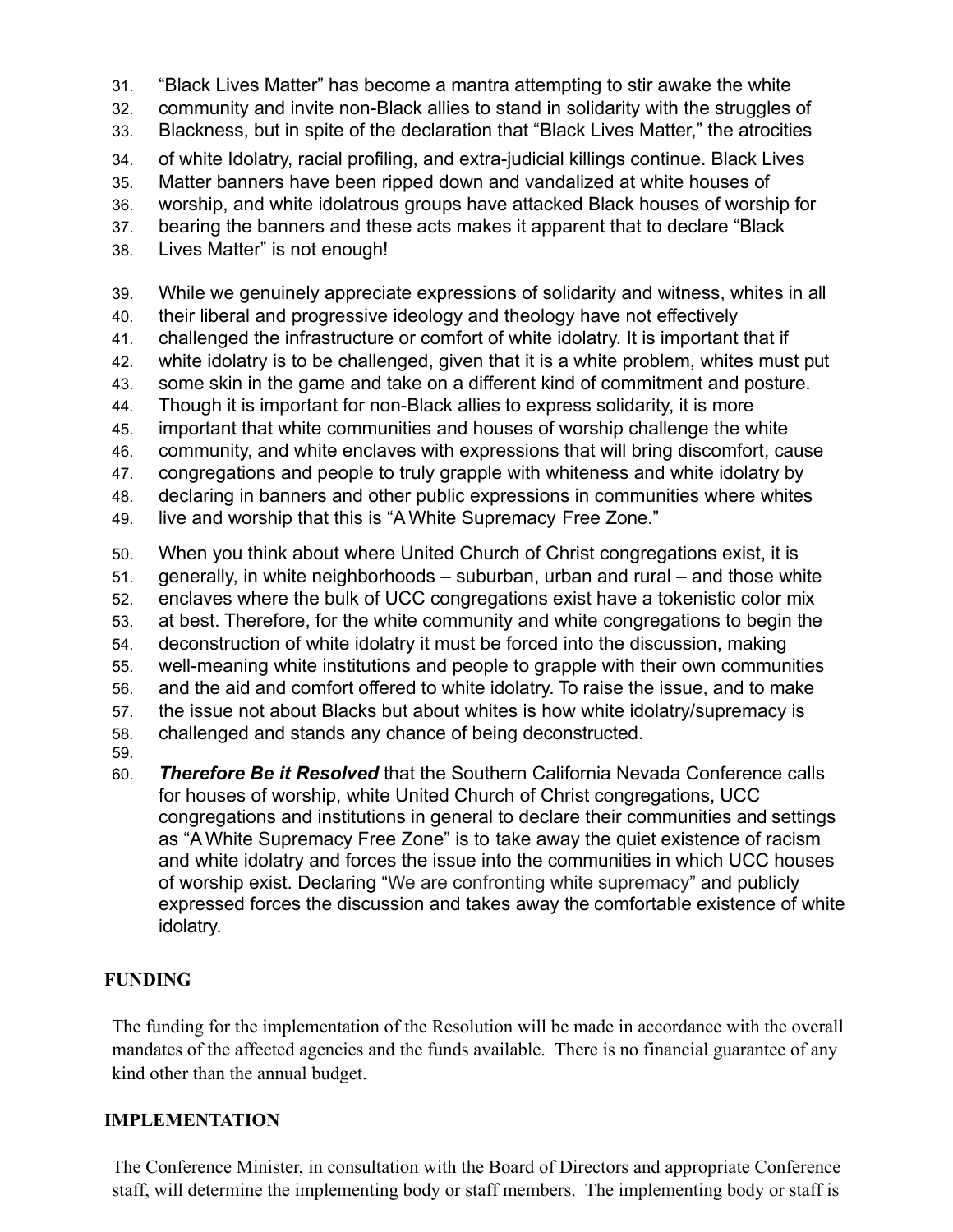31. "Black Lives Matter" has become a mantra attempting to stir awake the white
32. community and invite non-Black allies to stand in solidarity with the struggles of
33. Blackness, but in spite of the declaration that "Black Lives Matter," the atrocities
34. of white Idolatry, racial profiling, and extra-judicial killings continue. Black Lives
35. Matter banners have been ripped down and vandalized at white houses of
36. worship, and white idolatrous groups have attacked Black houses of worship for
37. bearing the banners and these acts makes it apparent that to declare "Black
38. Lives Matter" is not enough!

39. While we genuinely appreciate expressions of solidarity and witness, whites in all
40. their liberal and progressive ideology and theology have not effectively
41. challenged the infrastructure or comfort of white idolatry. It is important that if
42. white idolatry is to be challenged, given that it is a white problem, whites must put
43. some skin in the game and take on a different kind of commitment and posture.
44. Though it is important for non-Black allies to express solidarity, it is more
45. important that white communities and houses of worship challenge the white
46. community, and white enclaves with expressions that will bring discomfort, cause
47. congregations and people to truly grapple with whiteness and white idolatry by
48. declaring in banners and other public expressions in communities where whites
49. live and worship that this is "A White Supremacy Free Zone."

50. When you think about where United Church of Christ congregations exist, it is
51. generally, in white neighborhoods – suburban, urban and rural – and those white
52. enclaves where the bulk of UCC congregations exist have a tokenistic color mix
53. at best. Therefore, for the white community and white congregations to begin the
54. deconstruction of white idolatry it must be forced into the discussion, making
55. well-meaning white institutions and people to grapple with their own communities
56. and the aid and comfort offered to white idolatry. To raise the issue, and to make
57. the issue not about Blacks but about whites is how white idolatry/supremacy is
58. challenged and stands any chance of being deconstructed.
59.
60. ***Therefore Be it Resolved*** that the Southern California Nevada Conference calls for houses of worship, white United Church of Christ congregations, UCC congregations and institutions in general to declare their communities and settings as "A White Supremacy Free Zone" is to take away the quiet existence of racism and white idolatry and forces the issue into the communities in which UCC houses of worship exist. Declaring "We are confronting white supremacy" and publicly expressed forces the discussion and takes away the comfortable existence of white idolatry.

## FUNDING

The funding for the implementation of the Resolution will be made in accordance with the overall mandates of the affected agencies and the funds available. There is no financial guarantee of any kind other than the annual budget.

## IMPLEMENTATION

The Conference Minister, in consultation with the Board of Directors and appropriate Conference staff, will determine the implementing body or staff members. The implementing body or staff is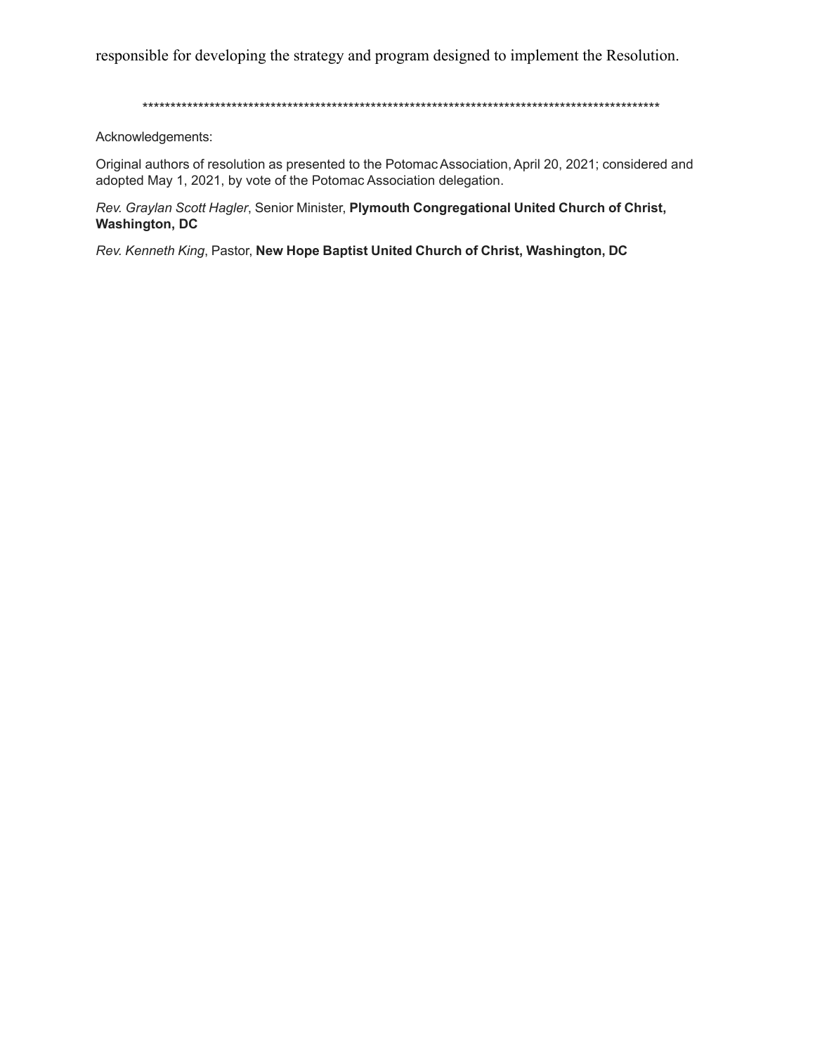responsible for developing the strategy and program designed to implement the Resolution.

*********************************************************************************************

Acknowledgements:

Original authors of resolution as presented to the Potomac Association, April 20, 2021; considered and adopted May 1, 2021, by vote of the Potomac Association delegation.

*Rev. Graylan Scott Hagler*, Senior Minister, **Plymouth Congregational United Church of Christ, Washington, DC**

*Rev. Kenneth King*, Pastor, **New Hope Baptist United Church of Christ, Washington, DC**